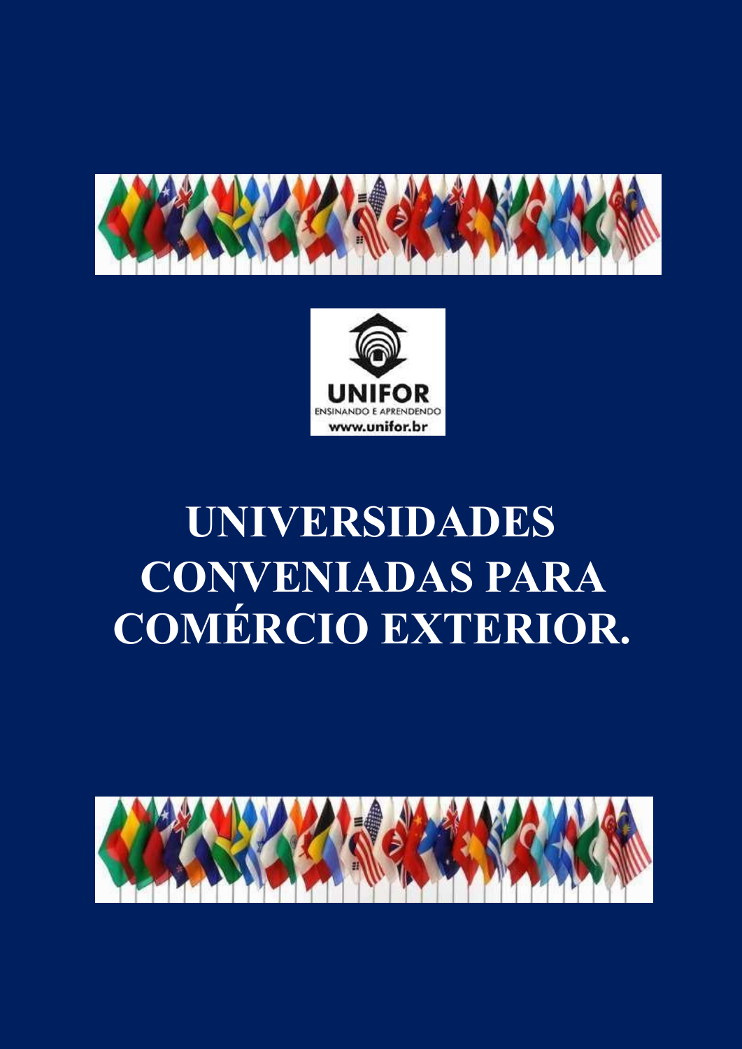UNIFOR

ENSINANDO E APRENDENDO

www.unifor.br

# UNIVERSIDADES CONVENIADAS PARA COMÉRCIO EXTERIOR.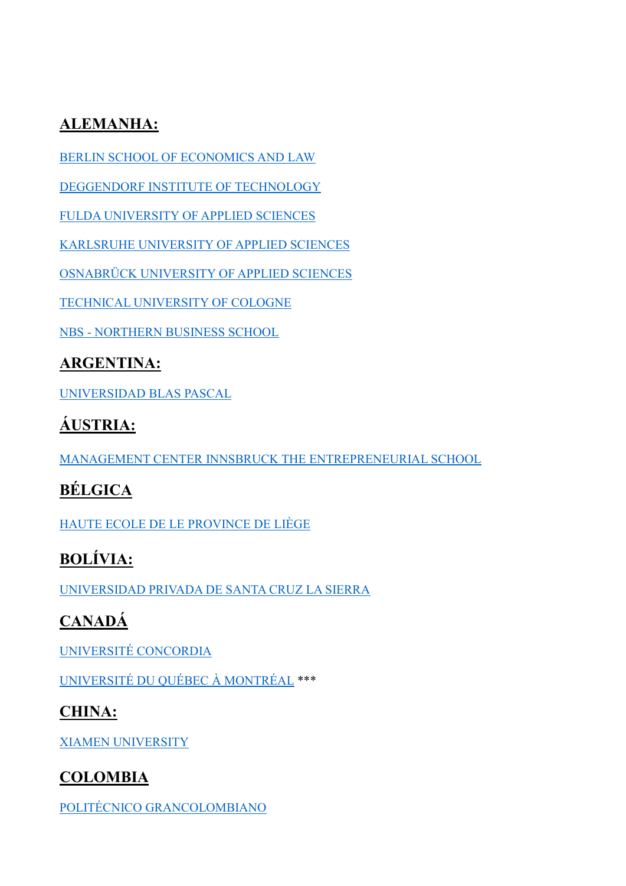## ALEMANHA:

BERLIN SCHOOL OF ECONOMICS AND LAW

DEGGENDORF INSTITUTE OF TECHNOLOGY

FULDA UNIVERSITY OF APPLIED SCIENCES

KARLSRUHE UNIVERSITY OF APPLIED SCIENCES

OSNABRÜCK UNIVERSITY OF APPLIED SCIENCES

TECHNICAL UNIVERSITY OF COLOGNE

NBS - NORTHERN BUSINESS SCHOOL

## ARGENTINA:

UNIVERSIDAD BLAS PASCAL

## ÁUSTRIA:

MANAGEMENT CENTER INNSBRUCK THE ENTREPRENEURIAL SCHOOL

## BÉLGICA

HAUTE ECOLE DE LE PROVINCE DE LIÈGE

## BOLÍVIA:

UNIVERSIDAD PRIVADA DE SANTA CRUZ LA SIERRA

## CANADÁ

UNIVERSITÉ CONCORDIA

UNIVERSITÉ DU QUÉBEC À MONTRÉAL ***

## CHINA:

XIAMEN UNIVERSITY

## COLOMBIA

POLITÉCNICO GRANCOLOMBIANO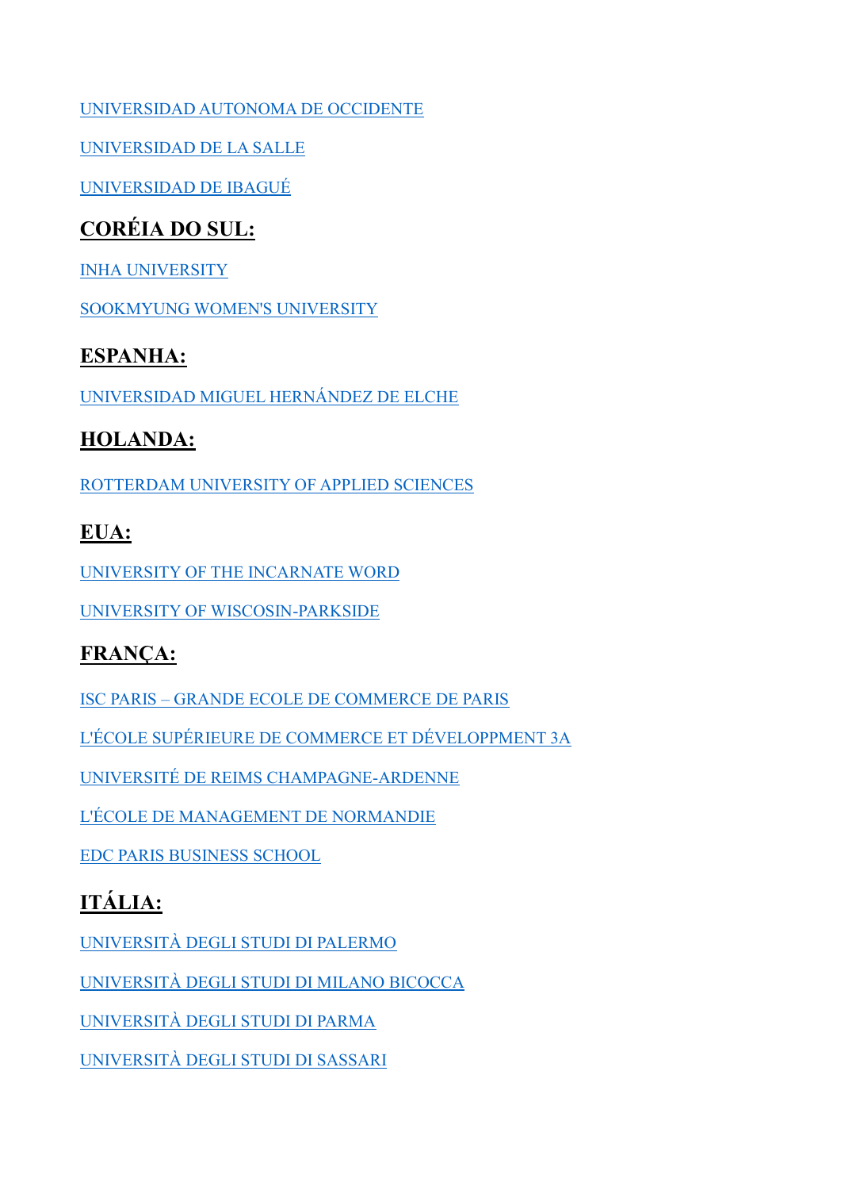UNIVERSIDAD AUTONOMA DE OCCIDENTE

UNIVERSIDAD DE LA SALLE

UNIVERSIDAD DE IBAGUÉ

## CORÉIA DO SUL:

INHA UNIVERSITY

SOOKMYUNG WOMEN'S UNIVERSITY

## ESPANHA:

UNIVERSIDAD MIGUEL HERNÁNDEZ DE ELCHE

## HOLANDA:

ROTTERDAM UNIVERSITY OF APPLIED SCIENCES

## EUA:

UNIVERSITY OF THE INCARNATE WORD

UNIVERSITY OF WISCOSIN-PARKSIDE

## FRANÇA:

ISC PARIS – GRANDE ECOLE DE COMMERCE DE PARIS

L'ÉCOLE SUPÉRIEURE DE COMMERCE ET DÉVELOPPMENT 3A

UNIVERSITÉ DE REIMS CHAMPAGNE-ARDENNE

L'ÉCOLE DE MANAGEMENT DE NORMANDIE

EDC PARIS BUSINESS SCHOOL

## ITÁLIA:

UNIVERSITÀ DEGLI STUDI DI PALERMO

UNIVERSITÀ DEGLI STUDI DI MILANO BICOCCA

UNIVERSITÀ DEGLI STUDI DI PARMA

UNIVERSITÀ DEGLI STUDI DI SASSARI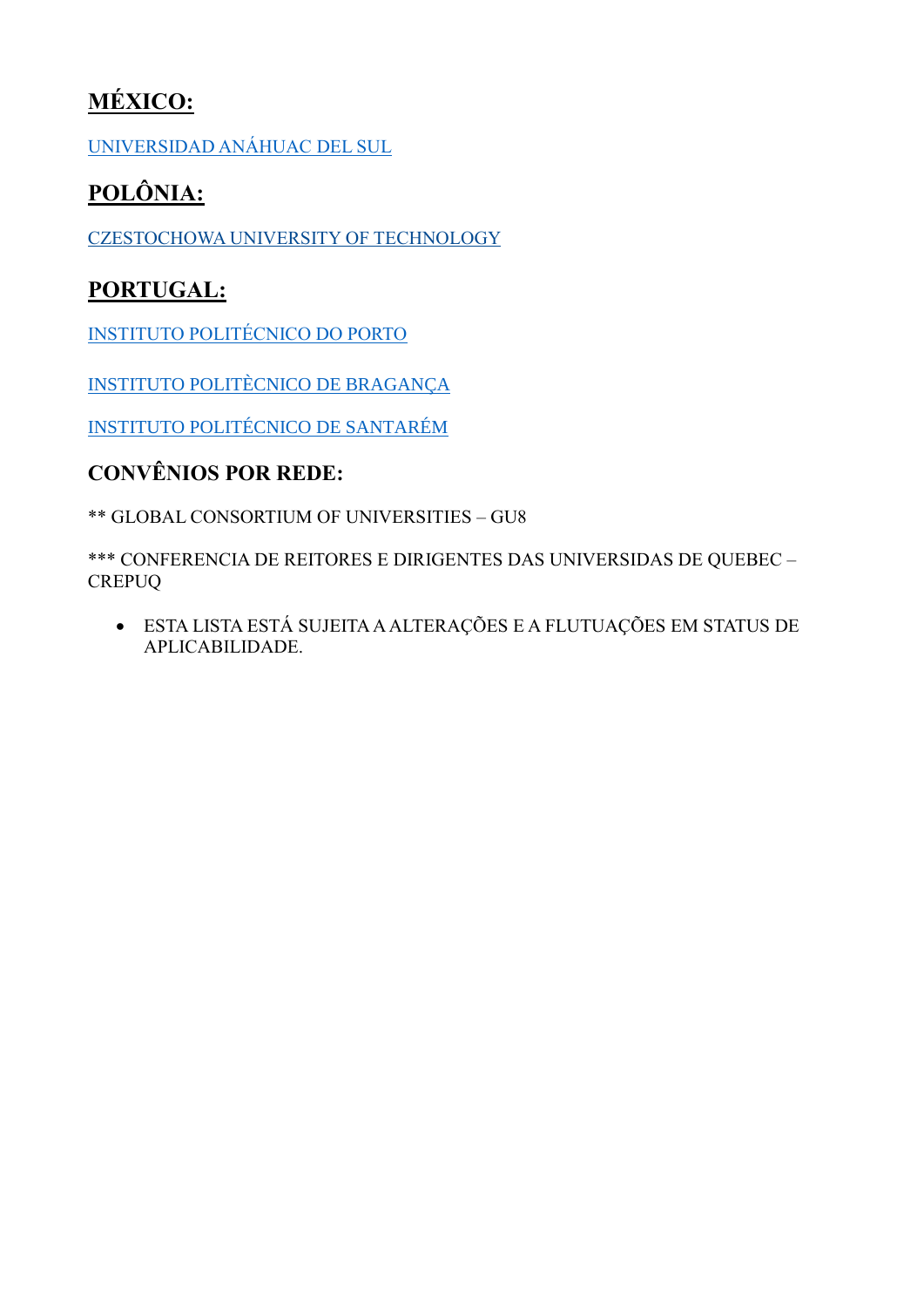## **MÉXICO:**

UNIVERSIDAD ANÁHUAC DEL SUL

## **POLÔNIA:**

CZESTOCHOWA UNIVERSITY OF TECHNOLOGY

## **PORTUGAL:**

INSTITUTO POLITÉCNICO DO PORTO

INSTITUTO POLITÈCNICO DE BRAGANÇA

INSTITUTO POLITÉCNICO DE SANTARÉM

### **CONVÊNIOS POR REDE:**

** GLOBAL CONSORTIUM OF UNIVERSITIES – GU8

*** CONFERENCIA DE REITORES E DIRIGENTES DAS UNIVERSIDAS DE QUEBEC – CREPUQ

- ESTA LISTA ESTÁ SUJEITA A ALTERAÇÕES E A FLUTUAÇÕES EM STATUS DE APLICABILIDADE.